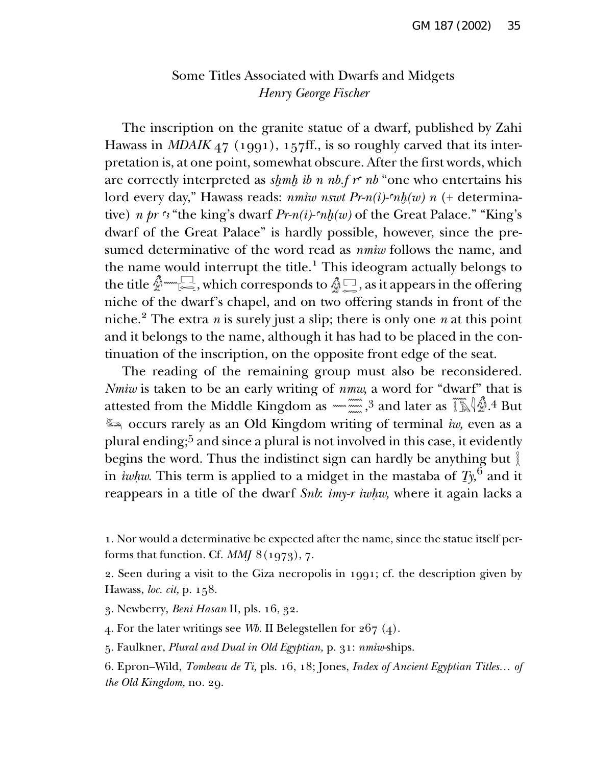# Some Titles Associated with Dwarfs and Midgets

*Henry George Fischer*

The inscription on the granite statue of a dwarf, published by Zahi Hawass in *MDAIK* 47 (1991), 157ff., is so roughly carved that its interpretation is, at one point, somewhat obscure. After the first words, which are correctly interpreted as *sḫmḫ ỉb n nb.f rꜥ nb* "one who entertains his lord every day," Hawass reads: *nmỉw nswt Pr-n(ỉ)-ꜥnḫ(w) n* (+ determinative) *n pr ꜥꜣ* "the king's dwarf *Pr-n(ỉ)-ꜥnḫ(w)* of the Great Palace." "King's dwarf of the Great Palace" is hardly possible, however, since the presumed determinative of the word read as *nmỉw* follows the name, and the name would interrupt the title.[1] This ideogram actually belongs to the title [hieroglyphs], which corresponds to [hieroglyphs], as it appears in the offering niche of the dwarf's chapel, and on two offering stands in front of the niche.[2] The extra *n* is surely just a slip; there is only one *n* at this point and it belongs to the name, although it has had to be placed in the continuation of the inscription, on the opposite front edge of the seat.

The reading of the remaining group must also be reconsidered. *Nmỉw* is taken to be an early writing of *nmw,* a word for "dwarf" that is attested from the Middle Kingdom as [hieroglyphs],[3] and later as [hieroglyphs].[4] But [hieroglyph] occurs rarely as an Old Kingdom writing of terminal *ỉw,* even as a plural ending;[5] and since a plural is not involved in this case, it evidently begins the word. Thus the indistinct sign can hardly be anything but [hieroglyph] in *ỉwḥw.* This term is applied to a midget in the mastaba of *Ṯy,*[6] and it reappears in a title of the dwarf *Snb*: *ỉmy-r ỉwḥw,* where it again lacks a

1. Nor would a determinative be expected after the name, since the statue itself performs that function. Cf. *MMJ* 8 (1973), 7.

2. Seen during a visit to the Giza necropolis in 1991; cf. the description given by Hawass, *loc. cit,* p. 158.

3. Newberry, *Beni Hasan* II, pls. 16, 32.

4. For the later writings see *Wb.* II Belegstellen for 267 (4).

5. Faulkner, *Plural and Dual in Old Egyptian,* p. 31: *nmỉw*-ships.

6. Epron–Wild, *Tombeau de Ti,* pls. 16, 18; Jones, *Index of Ancient Egyptian Titles… of the Old Kingdom,* no. 29.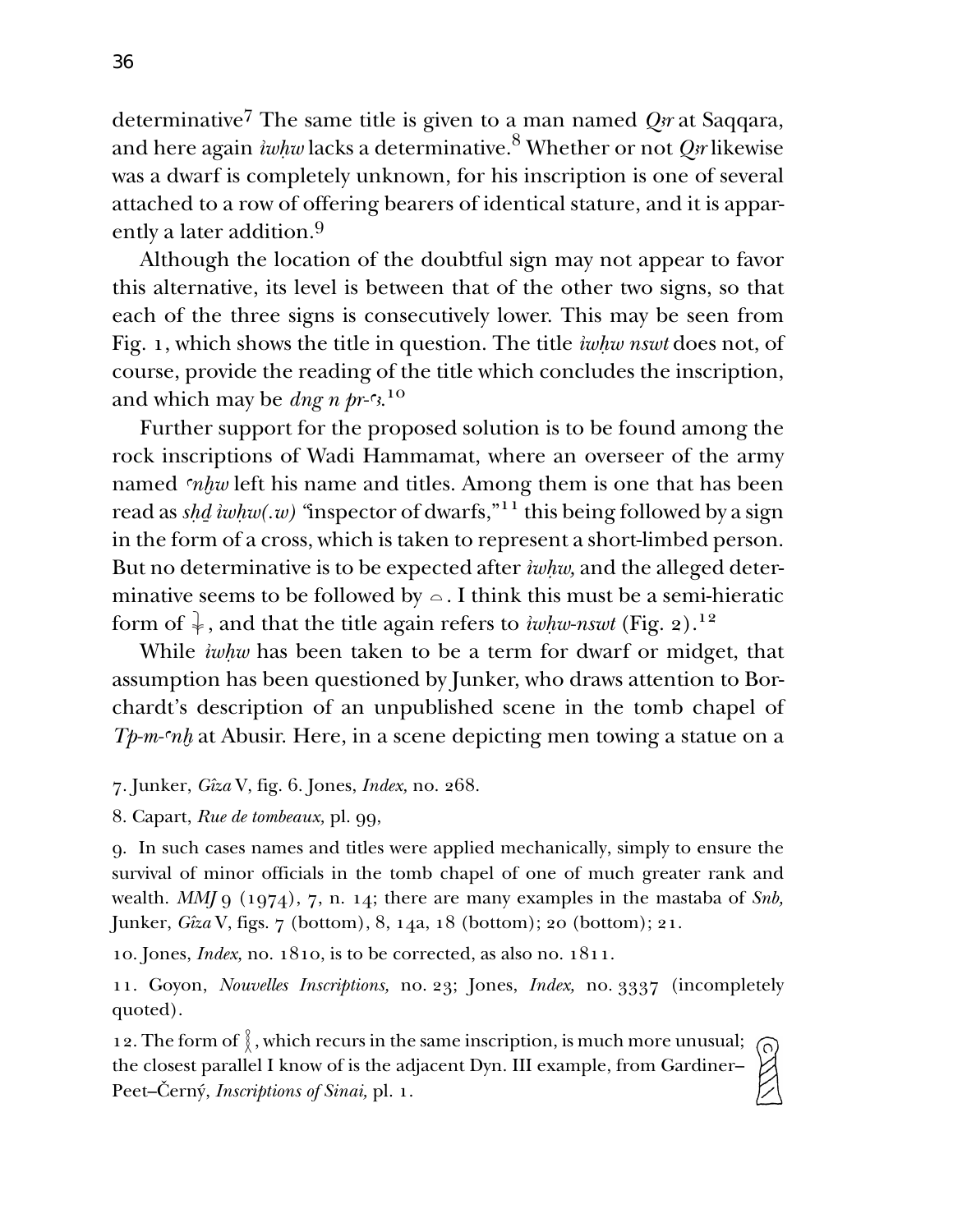determinative[7] The same title is given to a man named *Qꜣr* at Saqqara, and here again *ỉwḥw* lacks a determinative.[8] Whether or not *Qꜣr* likewise was a dwarf is completely unknown, for his inscription is one of several attached to a row of offering bearers of identical stature, and it is apparently a later addition.[9]

Although the location of the doubtful sign may not appear to favor this alternative, its level is between that of the other two signs, so that each of the three signs is consecutively lower. This may be seen from Fig. 1, which shows the title in question. The title *ỉwḥw nswt* does not, of course, provide the reading of the title which concludes the inscription, and which may be *dng n pr-ꜥꜣ*.[10]

Further support for the proposed solution is to be found among the rock inscriptions of Wadi Hammamat, where an overseer of the army named *ꜥnḫw* left his name and titles. Among them is one that has been read as *sḥḏ ỉwḥw(.w)* "inspector of dwarfs,"[11] this being followed by a sign in the form of a cross, which is taken to represent a short-limbed person. But no determinative is to be expected after *ỉwḥw,* and the alleged determinative seems to be followed by ⌓. I think this must be a semi-hieratic form of 𓇓, and that the title again refers to *ỉwḥw-nswt* (Fig. 2).[12]

While *ỉwḥw* has been taken to be a term for dwarf or midget, that assumption has been questioned by Junker, who draws attention to Borchardt's description of an unpublished scene in the tomb chapel of *Tp-m-ꜥnḫ* at Abusir. Here, in a scene depicting men towing a statue on a

7. Junker, *Gîza* V, fig. 6. Jones, *Index,* no. 268.

8. Capart, *Rue de tombeaux,* pl. 99,

9. In such cases names and titles were applied mechanically, simply to ensure the survival of minor officials in the tomb chapel of one of much greater rank and wealth. *MMJ* 9 (1974), 7, n. 14; there are many examples in the mastaba of *Snb,* Junker, *Gîza* V, figs. 7 (bottom), 8, 14a, 18 (bottom); 20 (bottom); 21.

10. Jones, *Index,* no. 1810, is to be corrected, as also no. 1811.

11. Goyon, *Nouvelles Inscriptions,* no. 23; Jones, *Index,* no. 3337 (incompletely quoted).

12. The form of 𓎛, which recurs in the same inscription, is much more unusual; the closest parallel I know of is the adjacent Dyn. III example, from Gardiner–Peet–Černý, *Inscriptions of Sinai,* pl. 1.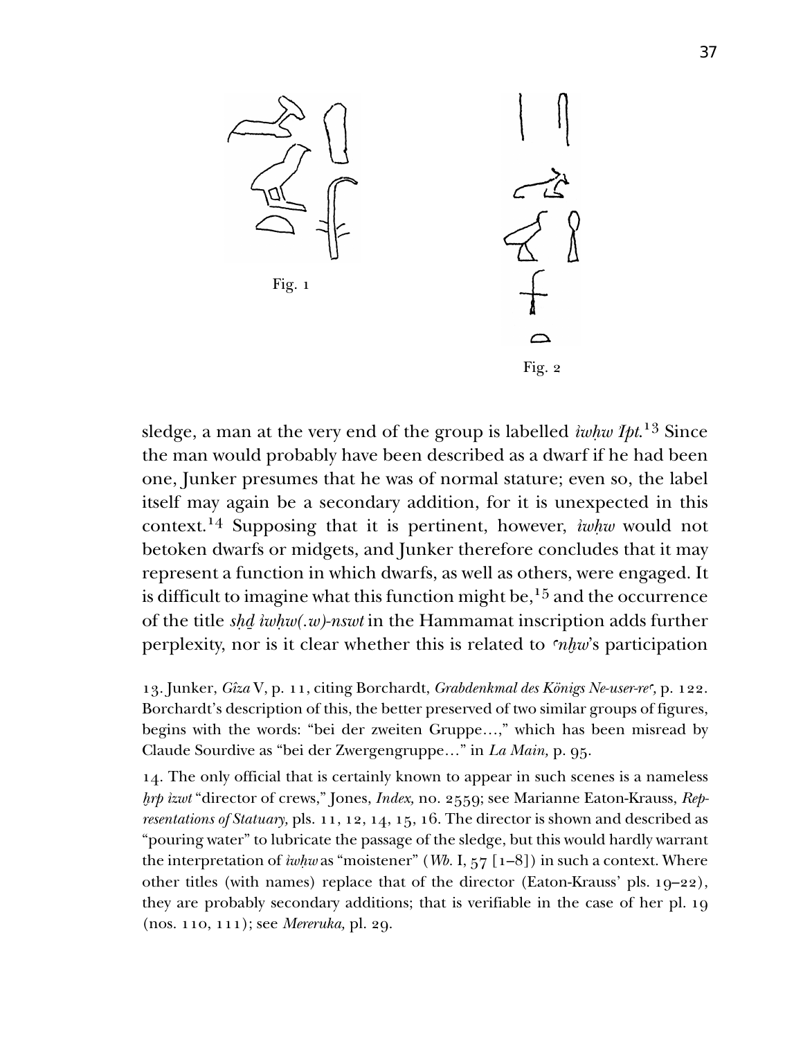Fig. 1

Fig. 2

sledge, a man at the very end of the group is labelled *ỉwḥw Ipt.*[13] Since the man would probably have been described as a dwarf if he had been one, Junker presumes that he was of normal stature; even so, the label itself may again be a secondary addition, for it is unexpected in this context.[14] Supposing that it is pertinent, however, *ỉwḥw* would not betoken dwarfs or midgets, and Junker therefore concludes that it may represent a function in which dwarfs, as well as others, were engaged. It is difficult to imagine what this function might be,[15] and the occurrence of the title *sḥḏ ỉwḥw(.w)-nswt* in the Hammamat inscription adds further perplexity, nor is it clear whether this is related to *ʿnḫw*'s participation

13. Junker, *Gîza* V, p. 11, citing Borchardt, *Grabdenkmal des Königs Ne-user-reʿ*, p. 122. Borchardt's description of this, the better preserved of two similar groups of figures, begins with the words: "bei der zweiten Gruppe…," which has been misread by Claude Sourdive as "bei der Zwergengruppe…" in *La Main,* p. 95.

14. The only official that is certainly known to appear in such scenes is a nameless *ḫrp ỉzwt* "director of crews," Jones, *Index,* no. 2559; see Marianne Eaton-Krauss, *Representations of Statuary,* pls. 11, 12, 14, 15, 16. The director is shown and described as "pouring water" to lubricate the passage of the sledge, but this would hardly warrant the interpretation of *ỉwḥw* as "moistener" (*Wb.* I, 57 [1–8]) in such a context. Where other titles (with names) replace that of the director (Eaton-Krauss' pls. 19–22), they are probably secondary additions; that is verifiable in the case of her pl. 19 (nos. 110, 111); see *Mereruka,* pl. 29.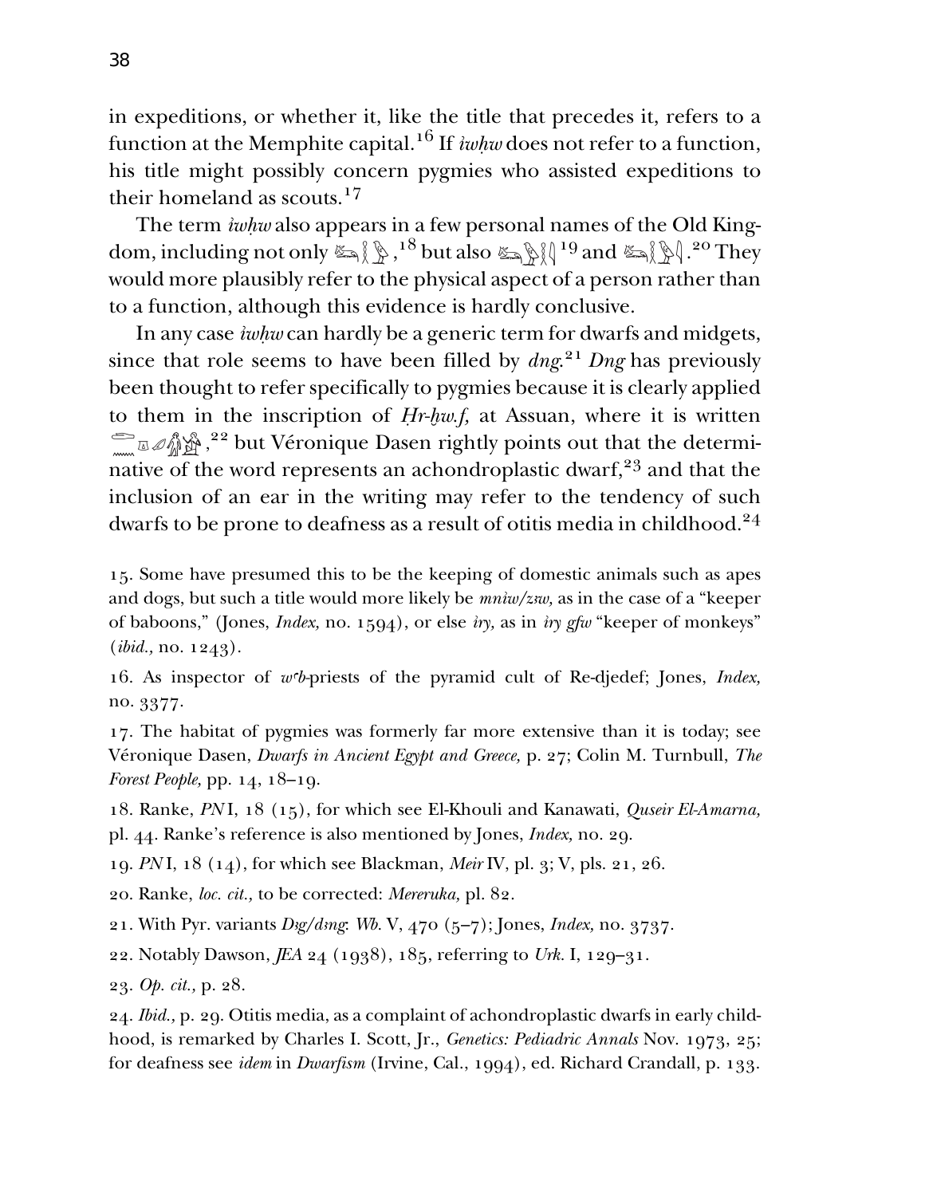in expeditions, or whether it, like the title that precedes it, refers to a function at the Memphite capital.[16] If *iwḥw* does not refer to a function, his title might possibly concern pygmies who assisted expeditions to their homeland as scouts.[17]

The term *iwḥw* also appears in a few personal names of the Old Kingdom, including not only 𓇋𓅱𓎛𓅱,[18] but also 𓇋𓅱𓎛𓅱𓏭[19] and 𓇋𓅱𓎛𓅱𓏭.[20] They would more plausibly refer to the physical aspect of a person rather than to a function, although this evidence is hardly conclusive.

In any case *iwḥw* can hardly be a generic term for dwarfs and midgets, since that role seems to have been filled by *dng*.[21] *Dng* has previously been thought to refer specifically to pygmies because it is clearly applied to them in the inscription of *Ḥr-ḫw.f*, at Assuan, where it is written 𓂧𓈖𓎼𓂉𓀔,[22] but Véronique Dasen rightly points out that the determinative of the word represents an achondroplastic dwarf,[23] and that the inclusion of an ear in the writing may refer to the tendency of such dwarfs to be prone to deafness as a result of otitis media in childhood.[24]

15. Some have presumed this to be the keeping of domestic animals such as apes and dogs, but such a title would more likely be *mniw/zзw*, as in the case of a "keeper of baboons," (Jones, *Index*, no. 1594), or else *iry*, as in *iry gfw* "keeper of monkeys" (*ibid.*, no. 1243).

16. As inspector of *wꜥb*-priests of the pyramid cult of Re-djedef; Jones, *Index*, no. 3377.

17. The habitat of pygmies was formerly far more extensive than it is today; see Véronique Dasen, *Dwarfs in Ancient Egypt and Greece*, p. 27; Colin M. Turnbull, *The Forest People*, pp. 14, 18–19.

18. Ranke, *PN* I, 18 (15), for which see El-Khouli and Kanawati, *Quseir El-Amarna*, pl. 44. Ranke's reference is also mentioned by Jones, *Index*, no. 29.

19. *PN* I, 18 (14), for which see Blackman, *Meir* IV, pl. 3; V, pls. 21, 26.

20. Ranke, *loc. cit.*, to be corrected: *Mereruka*, pl. 82.

21. With Pyr. variants *Dзg/dзng*: *Wb.* V, 470 (5–7); Jones, *Index*, no. 3737.

22. Notably Dawson, *JEA* 24 (1938), 185, referring to *Urk.* I, 129–31.

23. *Op. cit.*, p. 28.

24. *Ibid.*, p. 29. Otitis media, as a complaint of achondroplastic dwarfs in early childhood, is remarked by Charles I. Scott, Jr., *Genetics: Pediadric Annals* Nov. 1973, 25; for deafness see *idem* in *Dwarfism* (Irvine, Cal., 1994), ed. Richard Crandall, p. 133.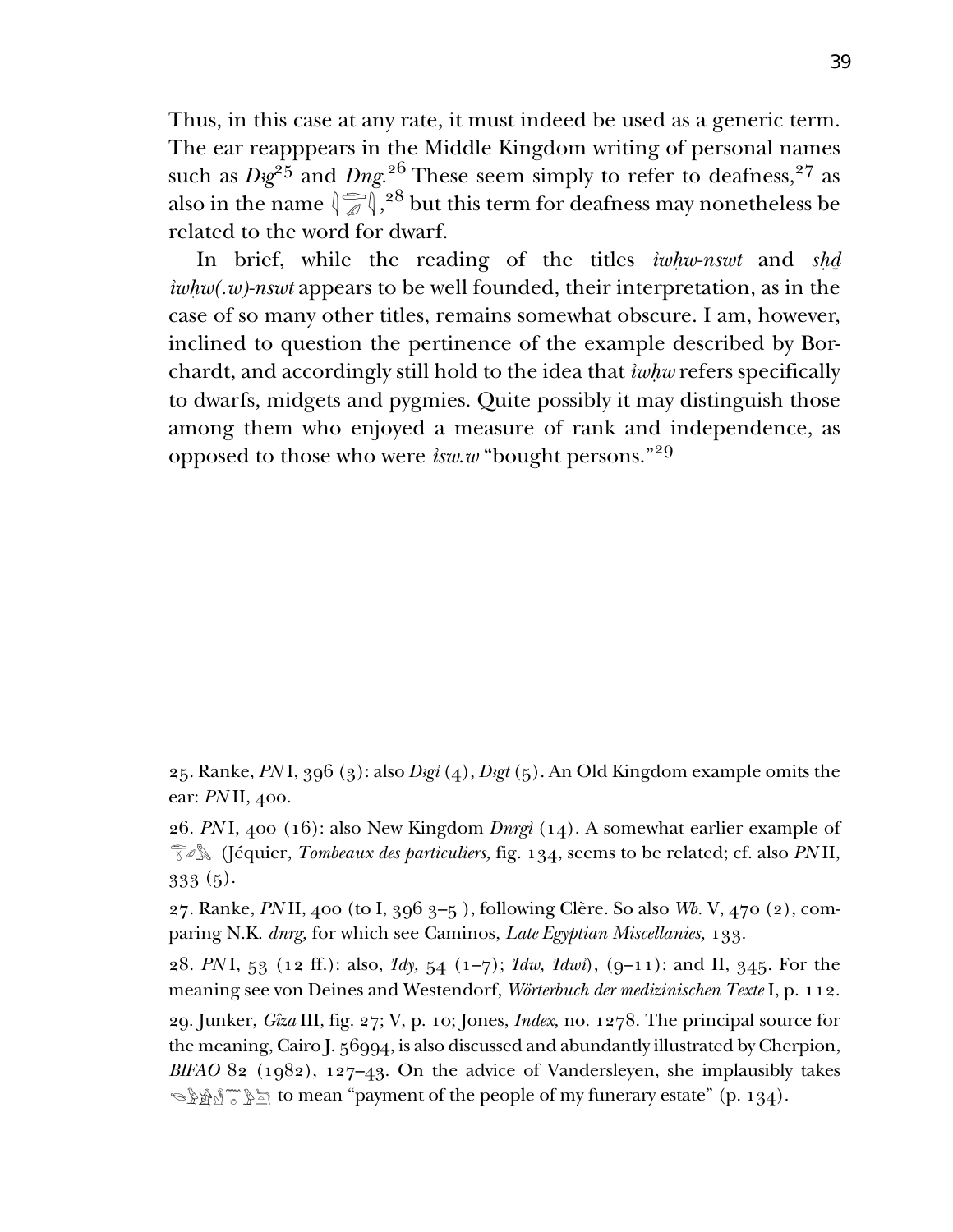Thus, in this case at any rate, it must indeed be used as a generic term. The ear reapppears in the Middle Kingdom writing of personal names such as *Dꜣg*[25] and *Dng*.[26] These seem simply to refer to deafness,[27] as also in the name [hieroglyphs],[28] but this term for deafness may nonetheless be related to the word for dwarf.

In brief, while the reading of the titles *ỉwḥw-nswt* and *sḥḏ ỉwḥw(.w)-nswt* appears to be well founded, their interpretation, as in the case of so many other titles, remains somewhat obscure. I am, however, inclined to question the pertinence of the example described by Borchardt, and accordingly still hold to the idea that *ỉwḥw* refers specifically to dwarfs, midgets and pygmies. Quite possibly it may distinguish those among them who enjoyed a measure of rank and independence, as opposed to those who were *ỉsw.w* "bought persons."[29]

---

25. Ranke, *PN* I, 396 (3): also *Dꜣgỉ* (4), *Dꜣgt* (5). An Old Kingdom example omits the ear: *PN* II, 400.

26. *PN* I, 400 (16): also New Kingdom *Dnrgỉ* (14). A somewhat earlier example of [hieroglyphs] (Jéquier, *Tombeaux des particuliers,* fig. 134, seems to be related; cf. also *PN* II, 333 (5).

27. Ranke, *PN* II, 400 (to I, 396 3–5 ), following Clère. So also *Wb.* V, 470 (2), comparing N.K. *dnrg*, for which see Caminos, *Late Egyptian Miscellanies,* 133.

28. *PN* I, 53 (12 ff.): also, *Ỉdy,* 54 (1–7); *Ỉdw, Ỉdwỉ*), (9–11): and II, 345. For the meaning see von Deines and Westendorf, *Wörterbuch der medizinischen Texte* I, p. 112.

29. Junker, *Gîza* III, fig. 27; V, p. 10; Jones, *Index,* no. 1278. The principal source for the meaning, Cairo J. 56994, is also discussed and abundantly illustrated by Cherpion, *BIFAO* 82 (1982), 127–43. On the advice of Vandersleyen, she implausibly takes [hieroglyphs] to mean "payment of the people of my funerary estate" (p. 134).